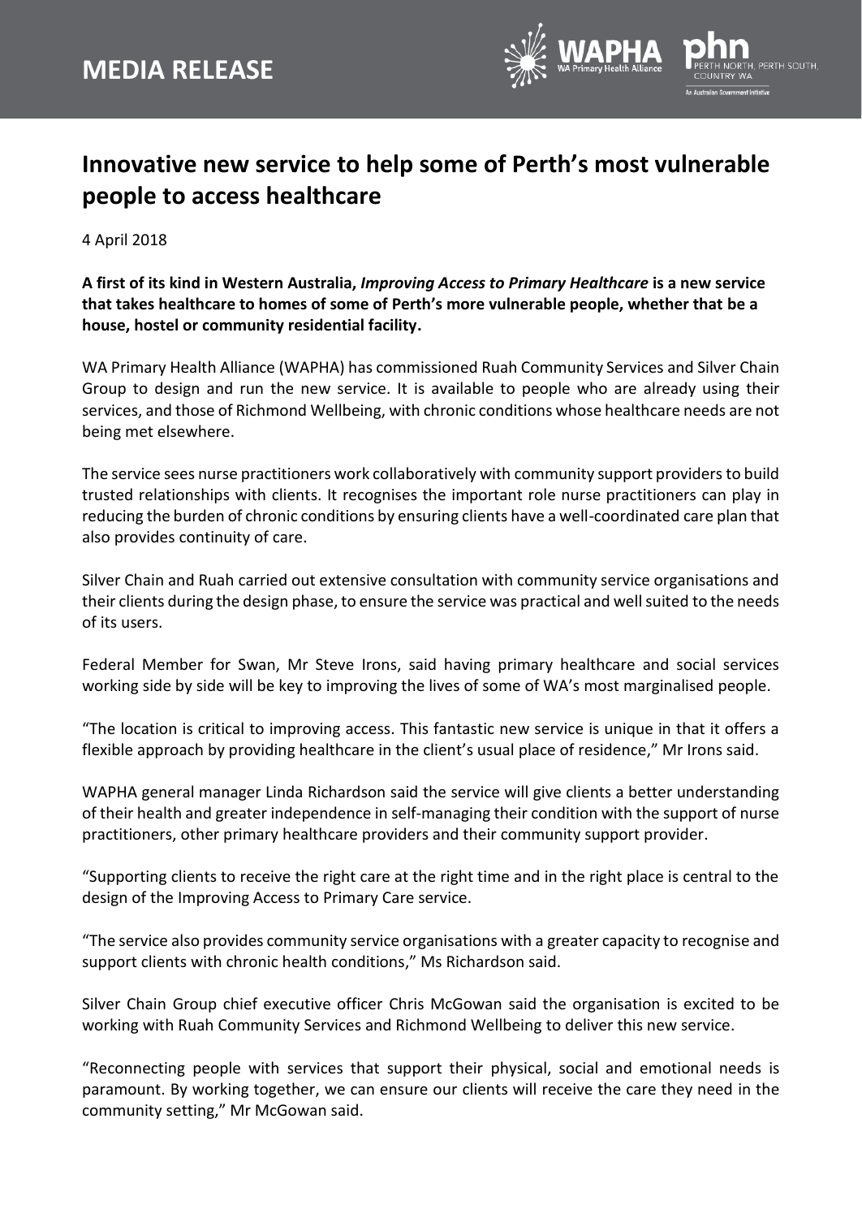# MEDIA RELEASE

## Innovative new service to help some of Perth's most vulnerable people to access healthcare

4 April 2018

**A first of its kind in Western Australia, *Improving Access to Primary Healthcare* is a new service that takes healthcare to homes of some of Perth's more vulnerable people, whether that be a house, hostel or community residential facility.**

WA Primary Health Alliance (WAPHA) has commissioned Ruah Community Services and Silver Chain Group to design and run the new service. It is available to people who are already using their services, and those of Richmond Wellbeing, with chronic conditions whose healthcare needs are not being met elsewhere.

The service sees nurse practitioners work collaboratively with community support providers to build trusted relationships with clients. It recognises the important role nurse practitioners can play in reducing the burden of chronic conditions by ensuring clients have a well-coordinated care plan that also provides continuity of care.

Silver Chain and Ruah carried out extensive consultation with community service organisations and their clients during the design phase, to ensure the service was practical and well suited to the needs of its users.

Federal Member for Swan, Mr Steve Irons, said having primary healthcare and social services working side by side will be key to improving the lives of some of WA's most marginalised people.

"The location is critical to improving access. This fantastic new service is unique in that it offers a flexible approach by providing healthcare in the client's usual place of residence," Mr Irons said.

WAPHA general manager Linda Richardson said the service will give clients a better understanding of their health and greater independence in self-managing their condition with the support of nurse practitioners, other primary healthcare providers and their community support provider.

"Supporting clients to receive the right care at the right time and in the right place is central to the design of the Improving Access to Primary Care service.

"The service also provides community service organisations with a greater capacity to recognise and support clients with chronic health conditions," Ms Richardson said.

Silver Chain Group chief executive officer Chris McGowan said the organisation is excited to be working with Ruah Community Services and Richmond Wellbeing to deliver this new service.

"Reconnecting people with services that support their physical, social and emotional needs is paramount. By working together, we can ensure our clients will receive the care they need in the community setting," Mr McGowan said.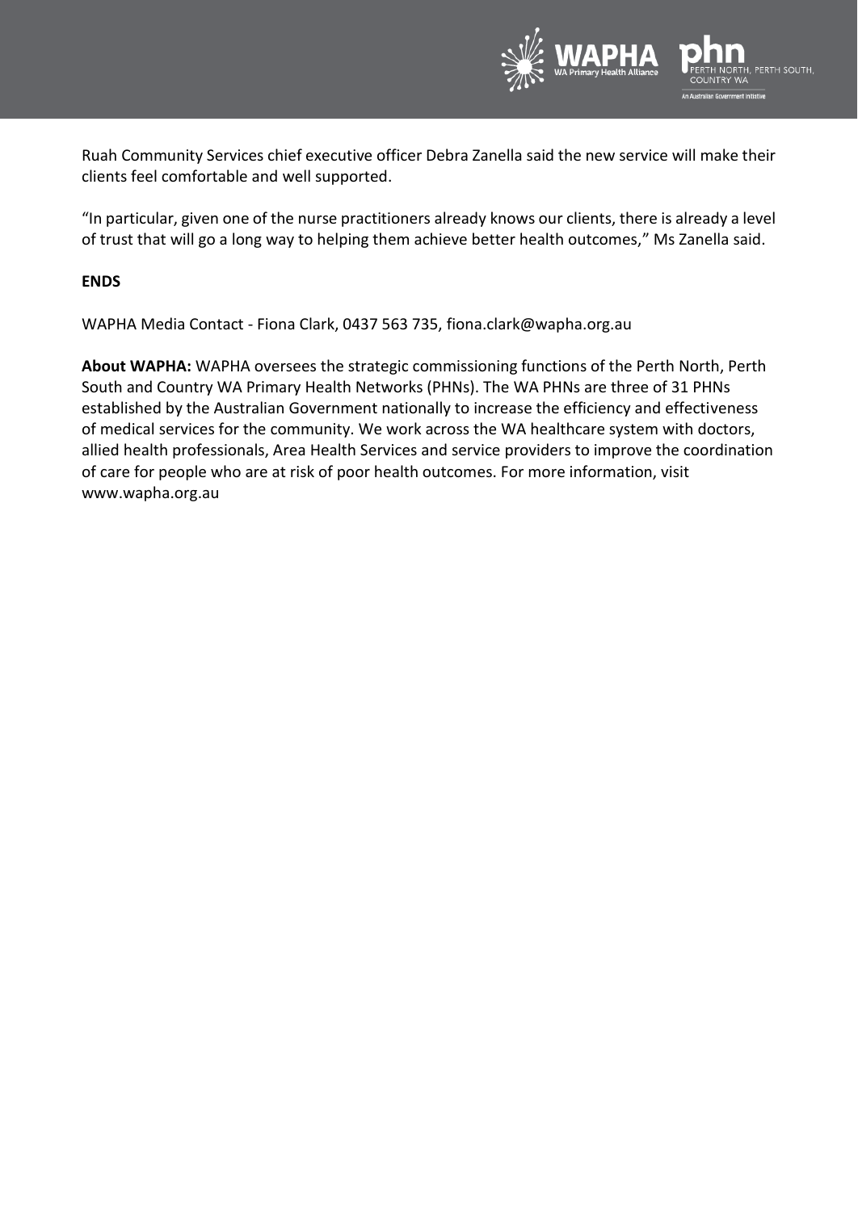Ruah Community Services chief executive officer Debra Zanella said the new service will make their clients feel comfortable and well supported.

“In particular, given one of the nurse practitioners already knows our clients, there is already a level of trust that will go a long way to helping them achieve better health outcomes,” Ms Zanella said.

**ENDS**

WAPHA Media Contact - Fiona Clark, 0437 563 735, fiona.clark@wapha.org.au

**About WAPHA:** WAPHA oversees the strategic commissioning functions of the Perth North, Perth South and Country WA Primary Health Networks (PHNs). The WA PHNs are three of 31 PHNs established by the Australian Government nationally to increase the efficiency and effectiveness of medical services for the community. We work across the WA healthcare system with doctors, allied health professionals, Area Health Services and service providers to improve the coordination of care for people who are at risk of poor health outcomes. For more information, visit www.wapha.org.au